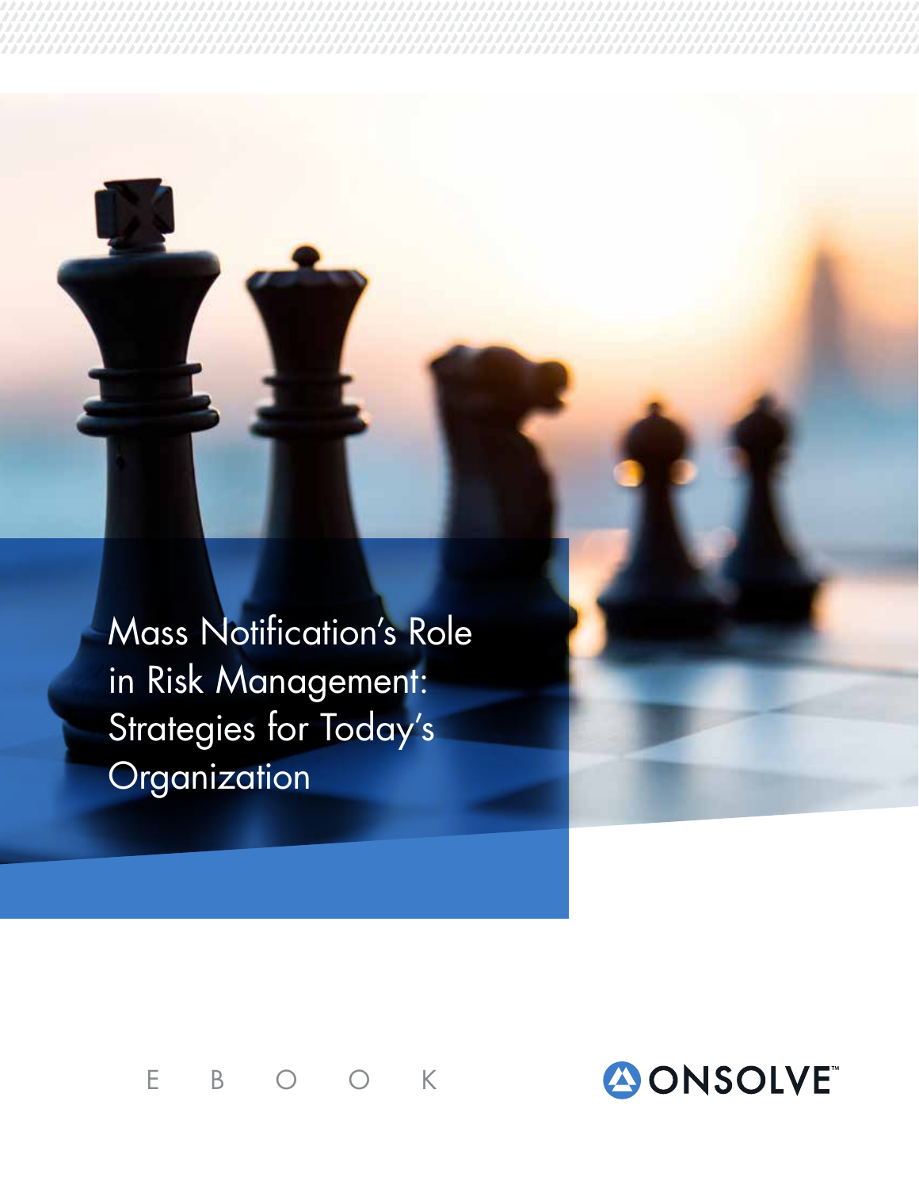# Mass Notification's Role in Risk Management: Strategies for Today's Organization

E B O O K

ONSOLVE™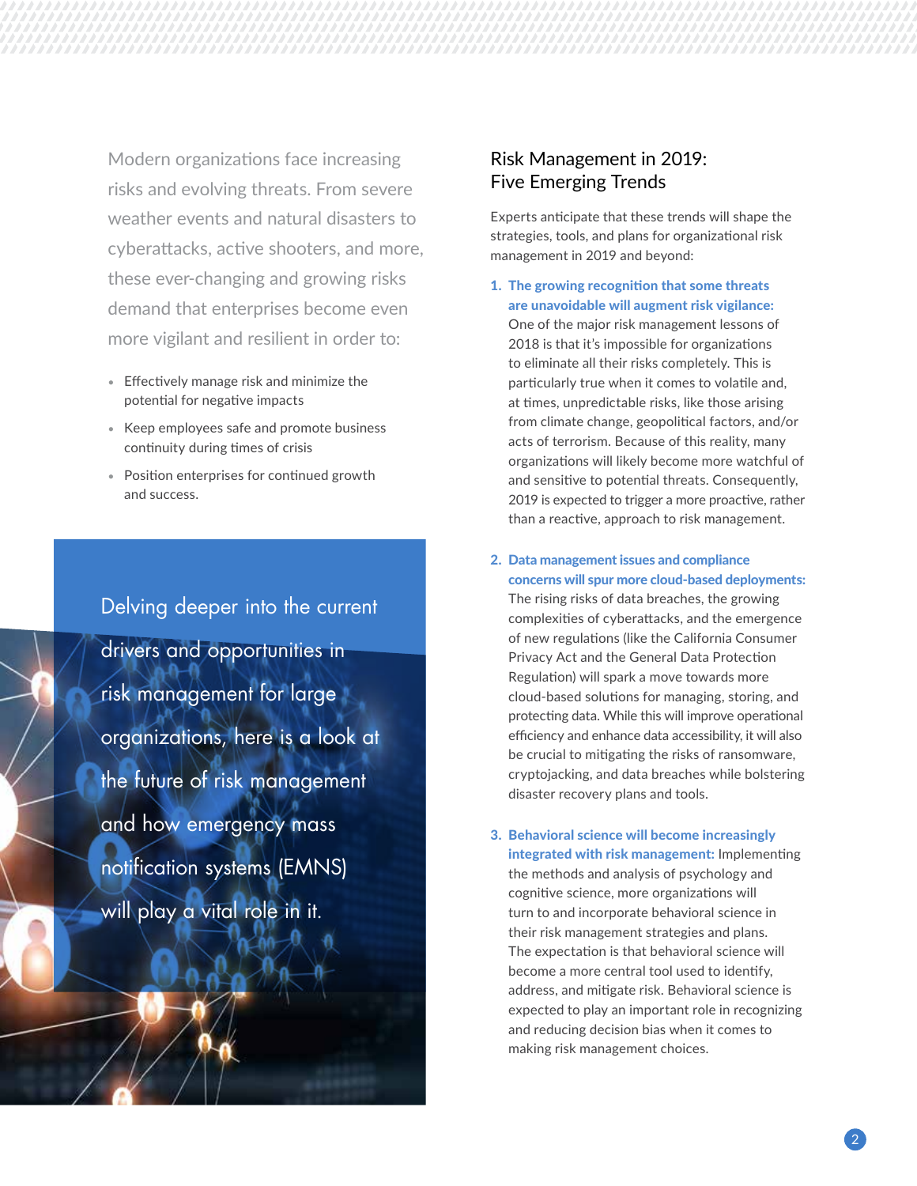Modern organizations face increasing risks and evolving threats. From severe weather events and natural disasters to cyberattacks, active shooters, and more, these ever-changing and growing risks demand that enterprises become even more vigilant and resilient in order to:

- Effectively manage risk and minimize the potential for negative impacts
- Keep employees safe and promote business continuity during times of crisis
- Position enterprises for continued growth and success.

Delving deeper into the current drivers and opportunities in risk management for large organizations, here is a look at the future of risk management and how emergency mass notification systems (EMNS) will play a vital role in it.

## Risk Management in 2019: Five Emerging Trends

Experts anticipate that these trends will shape the strategies, tools, and plans for organizational risk management in 2019 and beyond:

1. **The growing recognition that some threats are unavoidable will augment risk vigilance:** One of the major risk management lessons of 2018 is that it's impossible for organizations to eliminate all their risks completely. This is particularly true when it comes to volatile and, at times, unpredictable risks, like those arising from climate change, geopolitical factors, and/or acts of terrorism. Because of this reality, many organizations will likely become more watchful of and sensitive to potential threats. Consequently, 2019 is expected to trigger a more proactive, rather than a reactive, approach to risk management.

2. **Data management issues and compliance concerns will spur more cloud-based deployments:** The rising risks of data breaches, the growing complexities of cyberattacks, and the emergence of new regulations (like the California Consumer Privacy Act and the General Data Protection Regulation) will spark a move towards more cloud-based solutions for managing, storing, and protecting data. While this will improve operational efficiency and enhance data accessibility, it will also be crucial to mitigating the risks of ransomware, cryptojacking, and data breaches while bolstering disaster recovery plans and tools.

3. **Behavioral science will become increasingly integrated with risk management:** Implementing the methods and analysis of psychology and cognitive science, more organizations will turn to and incorporate behavioral science in their risk management strategies and plans. The expectation is that behavioral science will become a more central tool used to identify, address, and mitigate risk. Behavioral science is expected to play an important role in recognizing and reducing decision bias when it comes to making risk management choices.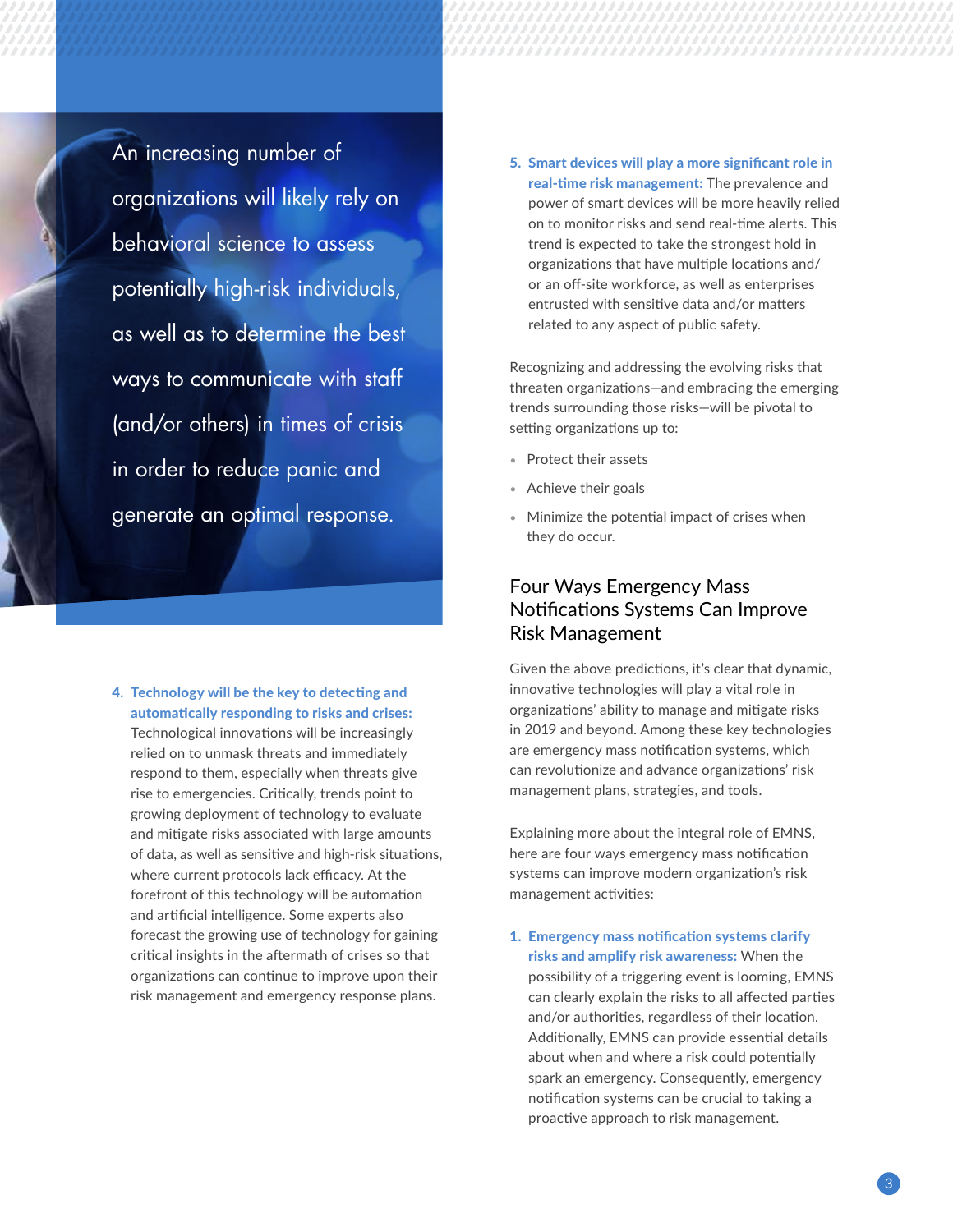An increasing number of organizations will likely rely on behavioral science to assess potentially high-risk individuals, as well as to determine the best ways to communicate with staff (and/or others) in times of crisis in order to reduce panic and generate an optimal response.

4. **Technology will be the key to detecting and automatically responding to risks and crises:** Technological innovations will be increasingly relied on to unmask threats and immediately respond to them, especially when threats give rise to emergencies. Critically, trends point to growing deployment of technology to evaluate and mitigate risks associated with large amounts of data, as well as sensitive and high-risk situations, where current protocols lack efficacy. At the forefront of this technology will be automation and artificial intelligence. Some experts also forecast the growing use of technology for gaining critical insights in the aftermath of crises so that organizations can continue to improve upon their risk management and emergency response plans.

5. **Smart devices will play a more significant role in real-time risk management:** The prevalence and power of smart devices will be more heavily relied on to monitor risks and send real-time alerts. This trend is expected to take the strongest hold in organizations that have multiple locations and/or an off-site workforce, as well as enterprises entrusted with sensitive data and/or matters related to any aspect of public safety.

Recognizing and addressing the evolving risks that threaten organizations—and embracing the emerging trends surrounding those risks—will be pivotal to setting organizations up to:

- Protect their assets
- Achieve their goals
- Minimize the potential impact of crises when they do occur.

## Four Ways Emergency Mass Notifications Systems Can Improve Risk Management

Given the above predictions, it's clear that dynamic, innovative technologies will play a vital role in organizations' ability to manage and mitigate risks in 2019 and beyond. Among these key technologies are emergency mass notification systems, which can revolutionize and advance organizations' risk management plans, strategies, and tools.

Explaining more about the integral role of EMNS, here are four ways emergency mass notification systems can improve modern organization's risk management activities:

1. **Emergency mass notification systems clarify risks and amplify risk awareness:** When the possibility of a triggering event is looming, EMNS can clearly explain the risks to all affected parties and/or authorities, regardless of their location. Additionally, EMNS can provide essential details about when and where a risk could potentially spark an emergency. Consequently, emergency notification systems can be crucial to taking a proactive approach to risk management.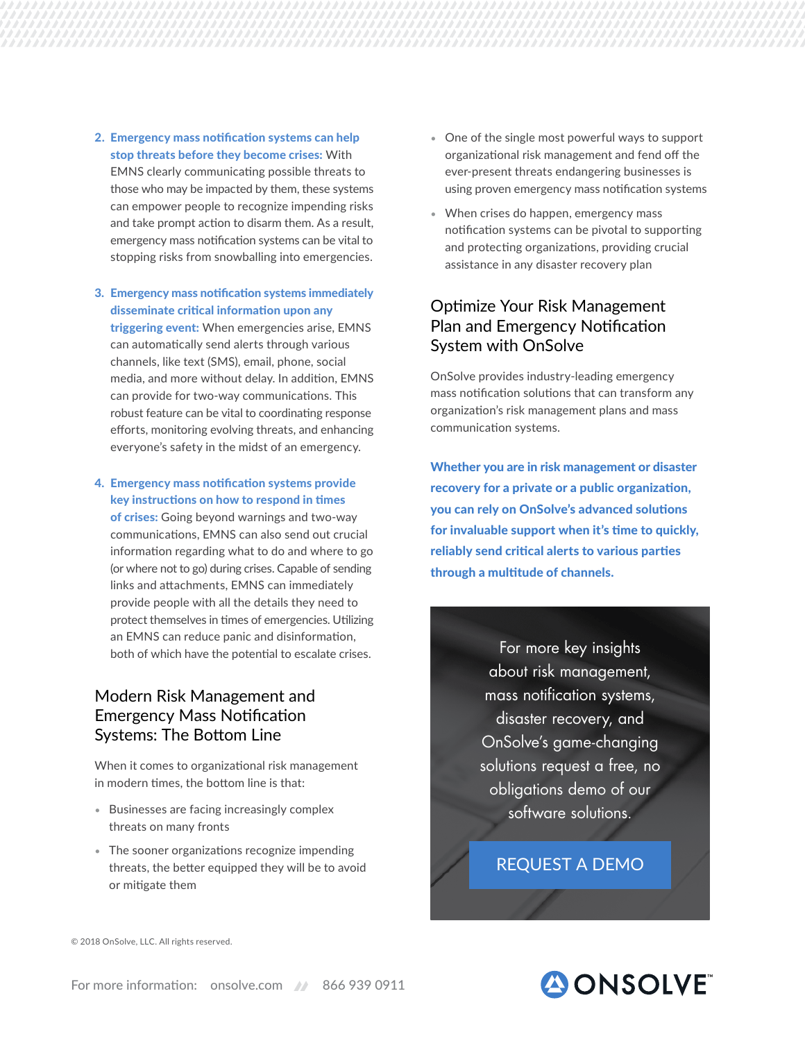2. **Emergency mass notification systems can help stop threats before they become crises:** With EMNS clearly communicating possible threats to those who may be impacted by them, these systems can empower people to recognize impending risks and take prompt action to disarm them. As a result, emergency mass notification systems can be vital to stopping risks from snowballing into emergencies.

3. **Emergency mass notification systems immediately disseminate critical information upon any triggering event:** When emergencies arise, EMNS can automatically send alerts through various channels, like text (SMS), email, phone, social media, and more without delay. In addition, EMNS can provide for two-way communications. This robust feature can be vital to coordinating response efforts, monitoring evolving threats, and enhancing everyone's safety in the midst of an emergency.

4. **Emergency mass notification systems provide key instructions on how to respond in times of crises:** Going beyond warnings and two-way communications, EMNS can also send out crucial information regarding what to do and where to go (or where not to go) during crises. Capable of sending links and attachments, EMNS can immediately provide people with all the details they need to protect themselves in times of emergencies. Utilizing an EMNS can reduce panic and disinformation, both of which have the potential to escalate crises.

## Modern Risk Management and Emergency Mass Notification Systems: The Bottom Line

When it comes to organizational risk management in modern times, the bottom line is that:

- Businesses are facing increasingly complex threats on many fronts
- The sooner organizations recognize impending threats, the better equipped they will be to avoid or mitigate them
- One of the single most powerful ways to support organizational risk management and fend off the ever-present threats endangering businesses is using proven emergency mass notification systems
- When crises do happen, emergency mass notification systems can be pivotal to supporting and protecting organizations, providing crucial assistance in any disaster recovery plan

## Optimize Your Risk Management Plan and Emergency Notification System with OnSolve

OnSolve provides industry-leading emergency mass notification solutions that can transform any organization's risk management plans and mass communication systems.

**Whether you are in risk management or disaster recovery for a private or a public organization, you can rely on OnSolve's advanced solutions for invaluable support when it's time to quickly, reliably send critical alerts to various parties through a multitude of channels.**

For more key insights about risk management, mass notification systems, disaster recovery, and OnSolve's game-changing solutions request a free, no obligations demo of our software solutions.

REQUEST A DEMO

© 2018 OnSolve, LLC. All rights reserved.

For more information: onsolve.com 866 939 0911

ONSOLVE™